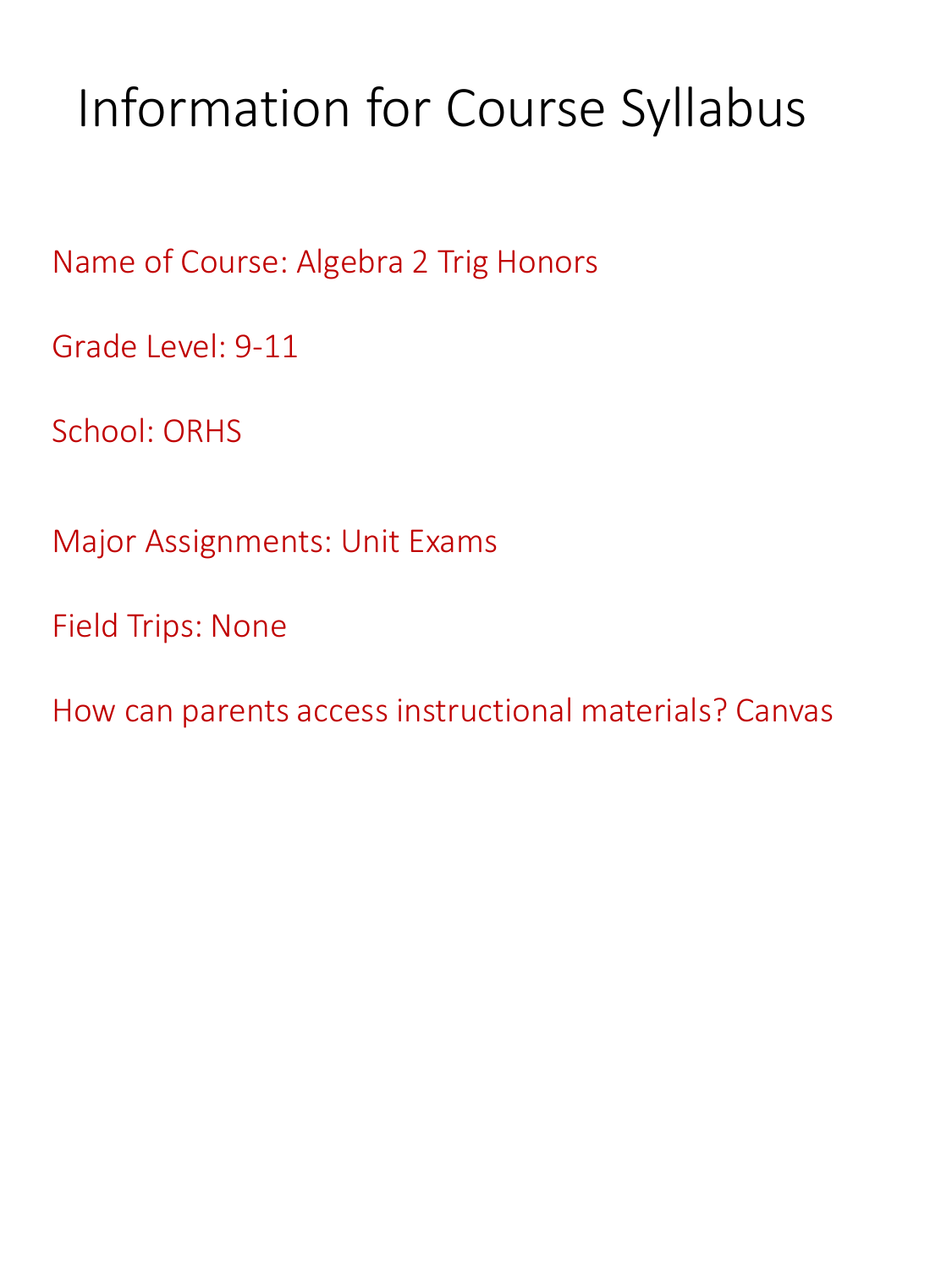# Information for Course Syllabus

Name of Course: Algebra 2 Trig Honors

Grade Level: 9-11

School: ORHS

Major Assignments: Unit Exams

Field Trips: None

How can parents access instructional materials? Canvas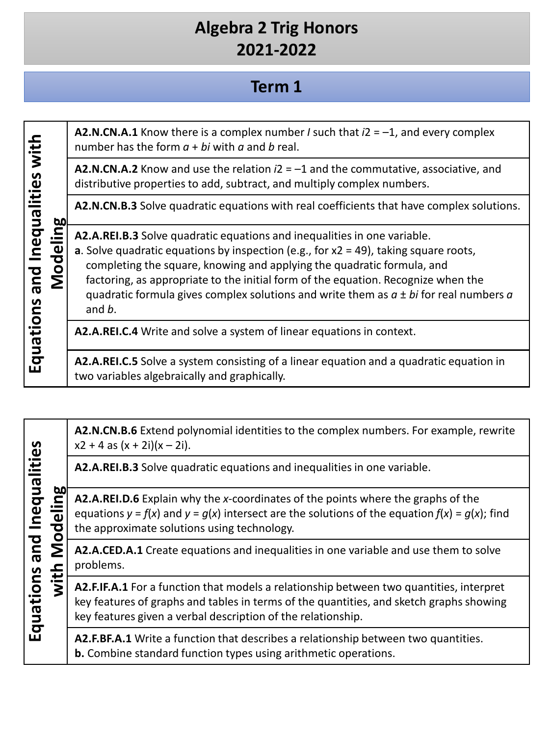# Algebra 2 Trig Honors
# 2021-2022

## Term 1

| Equations and Inequalities with Modeling | |
|---|---|
| | **A2.N.CN.A.1** Know there is a complex number *I* such that $i2 = –1$, and every complex number has the form $a + bi$ with $a$ and $b$ real. |
| | **A2.N.CN.A.2** Know and use the relation $i2 = –1$ and the commutative, associative, and distributive properties to add, subtract, and multiply complex numbers. |
| | **A2.N.CN.B.3** Solve quadratic equations with real coefficients that have complex solutions. |
| | **A2.A.REI.B.3** Solve quadratic equations and inequalities in one variable. **a**. Solve quadratic equations by inspection (e.g., for x2 = 49), taking square roots, completing the square, knowing and applying the quadratic formula, and factoring, as appropriate to the initial form of the equation. Recognize when the quadratic formula gives complex solutions and write them as $a \pm bi$ for real numbers $a$ and $b$. |
| | **A2.A.REI.C.4** Write and solve a system of linear equations in context. |
| | **A2.A.REI.C.5** Solve a system consisting of a linear equation and a quadratic equation in two variables algebraically and graphically. |

| Equations and Inequalities with Modeling | |
|---|---|
| | **A2.N.CN.B.6** Extend polynomial identities to the complex numbers. For example, rewrite x2 + 4 as (x + 2i)(x – 2i). |
| | **A2.A.REI.B.3** Solve quadratic equations and inequalities in one variable. |
| | **A2.A.REI.D.6** Explain why the $x$-coordinates of the points where the graphs of the equations $y = f(x)$ and $y = g(x)$ intersect are the solutions of the equation $f(x) = g(x)$; find the approximate solutions using technology. |
| | **A2.A.CED.A.1** Create equations and inequalities in one variable and use them to solve problems. |
| | **A2.F.IF.A.1** For a function that models a relationship between two quantities, interpret key features of graphs and tables in terms of the quantities, and sketch graphs showing key features given a verbal description of the relationship. |
| | **A2.F.BF.A.1** Write a function that describes a relationship between two quantities. **b.** Combine standard function types using arithmetic operations. |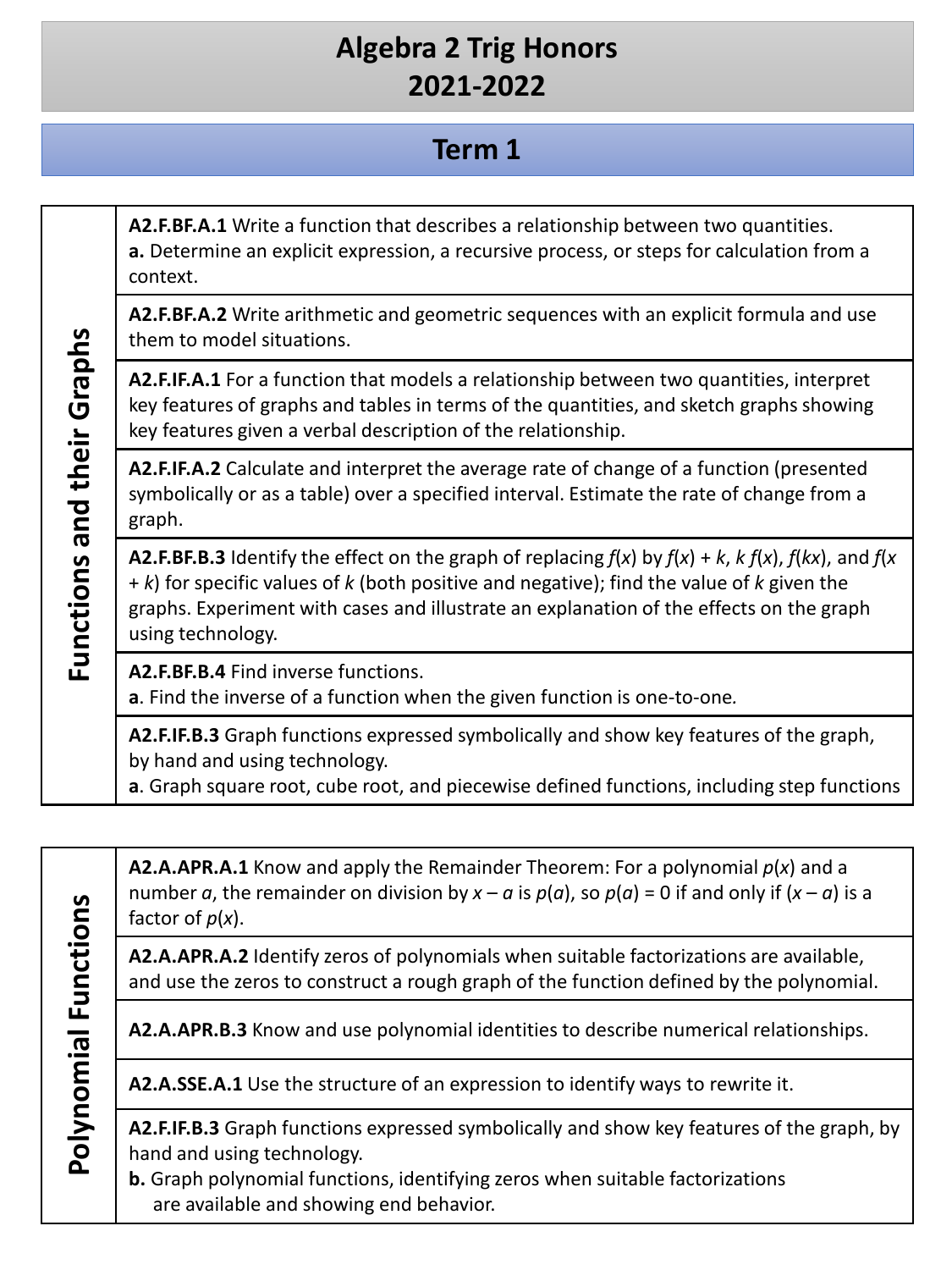# Algebra 2 Trig Honors
# 2021-2022

## Term 1

| Functions and their Graphs | |
|---|---|
| | **A2.F.BF.A.1** Write a function that describes a relationship between two quantities. **a.** Determine an explicit expression, a recursive process, or steps for calculation from a context. |
| | **A2.F.BF.A.2** Write arithmetic and geometric sequences with an explicit formula and use them to model situations. |
| | **A2.F.IF.A.1** For a function that models a relationship between two quantities, interpret key features of graphs and tables in terms of the quantities, and sketch graphs showing key features given a verbal description of the relationship. |
| | **A2.F.IF.A.2** Calculate and interpret the average rate of change of a function (presented symbolically or as a table) over a specified interval. Estimate the rate of change from a graph. |
| | **A2.F.BF.B.3** Identify the effect on the graph of replacing $f(x)$ by $f(x) + k$, $k\,f(x)$, $f(kx)$, and $f(x + k)$ for specific values of $k$ (both positive and negative); find the value of $k$ given the graphs. Experiment with cases and illustrate an explanation of the effects on the graph using technology. |
| | **A2.F.BF.B.4** Find inverse functions. **a**. Find the inverse of a function when the given function is one-to-one. |
| | **A2.F.IF.B.3** Graph functions expressed symbolically and show key features of the graph, by hand and using technology. **a**. Graph square root, cube root, and piecewise defined functions, including step functions |

| Polynomial Functions | |
|---|---|
| | **A2.A.APR.A.1** Know and apply the Remainder Theorem: For a polynomial $p(x)$ and a number $a$, the remainder on division by $x – a$ is $p(a)$, so $p(a) = 0$ if and only if $(x – a)$ is a factor of $p(x)$. |
| | **A2.A.APR.A.2** Identify zeros of polynomials when suitable factorizations are available, and use the zeros to construct a rough graph of the function defined by the polynomial. |
| | **A2.A.APR.B.3** Know and use polynomial identities to describe numerical relationships. |
| | **A2.A.SSE.A.1** Use the structure of an expression to identify ways to rewrite it. |
| | **A2.F.IF.B.3** Graph functions expressed symbolically and show key features of the graph, by hand and using technology. **b.** Graph polynomial functions, identifying zeros when suitable factorizations are available and showing end behavior. |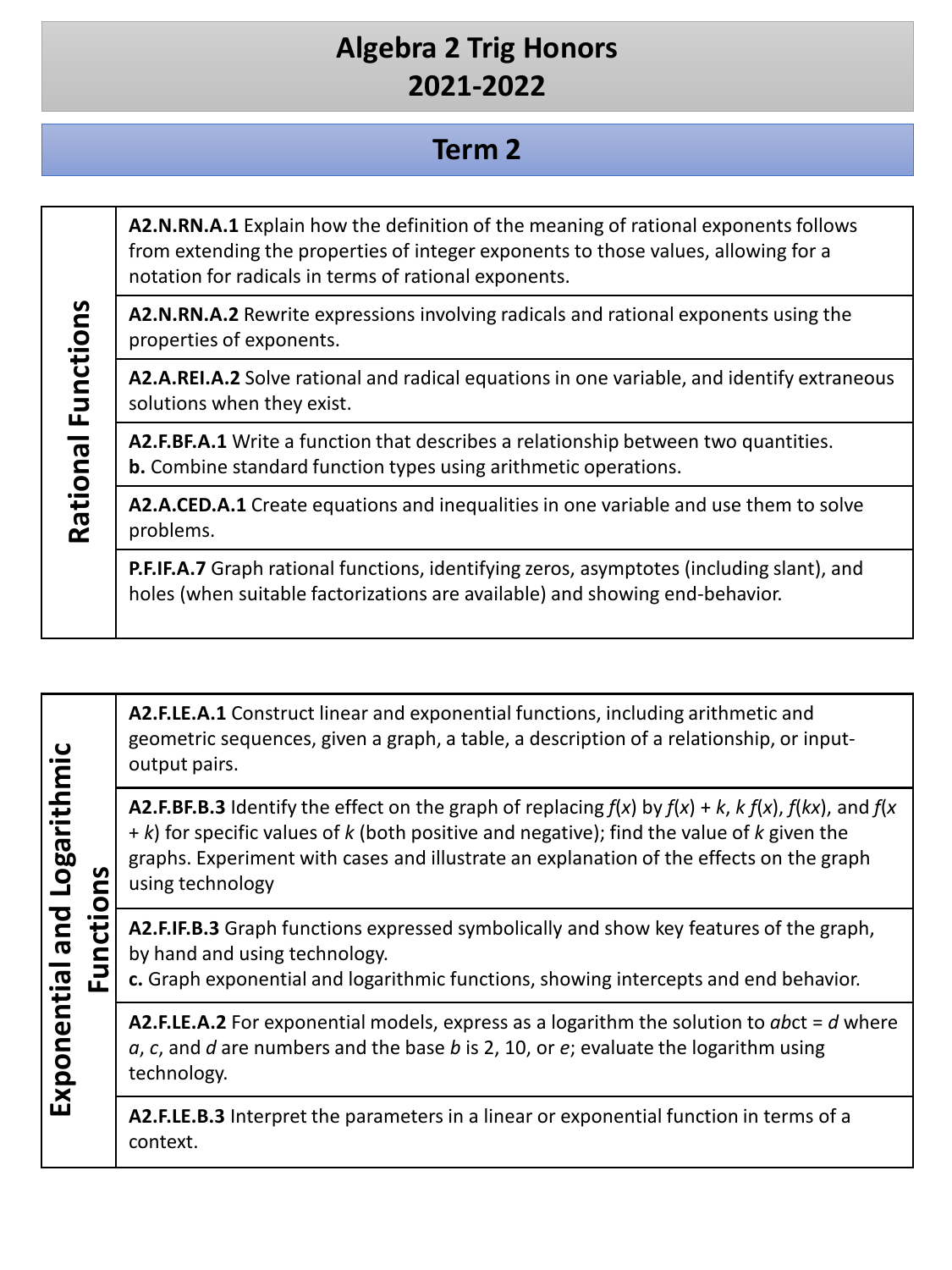# Algebra 2 Trig Honors
# 2021-2022

## Term 2

| Rational Functions | |
|---|---|
| | **A2.N.RN.A.1** Explain how the definition of the meaning of rational exponents follows from extending the properties of integer exponents to those values, allowing for a notation for radicals in terms of rational exponents. |
| | **A2.N.RN.A.2** Rewrite expressions involving radicals and rational exponents using the properties of exponents. |
| | **A2.A.REI.A.2** Solve rational and radical equations in one variable, and identify extraneous solutions when they exist. |
| | **A2.F.BF.A.1** Write a function that describes a relationship between two quantities.<br>**b.** Combine standard function types using arithmetic operations. |
| | **A2.A.CED.A.1** Create equations and inequalities in one variable and use them to solve problems. |
| | **P.F.IF.A.7** Graph rational functions, identifying zeros, asymptotes (including slant), and holes (when suitable factorizations are available) and showing end-behavior. |

| Exponential and Logarithmic Functions | |
|---|---|
| | **A2.F.LE.A.1** Construct linear and exponential functions, including arithmetic and geometric sequences, given a graph, a table, a description of a relationship, or input-output pairs. |
| | **A2.F.BF.B.3** Identify the effect on the graph of replacing $f(x)$ by $f(x) + k$, $k\,f(x)$, $f(kx)$, and $f(x + k)$ for specific values of $k$ (both positive and negative); find the value of $k$ given the graphs. Experiment with cases and illustrate an explanation of the effects on the graph using technology |
| | **A2.F.IF.B.3** Graph functions expressed symbolically and show key features of the graph, by hand and using technology.<br>**c.** Graph exponential and logarithmic functions, showing intercepts and end behavior. |
| | **A2.F.LE.A.2** For exponential models, express as a logarithm the solution to $ab^{ct} = d$ where $a$, $c$, and $d$ are numbers and the base $b$ is 2, 10, or $e$; evaluate the logarithm using technology. |
| | **A2.F.LE.B.3** Interpret the parameters in a linear or exponential function in terms of a context. |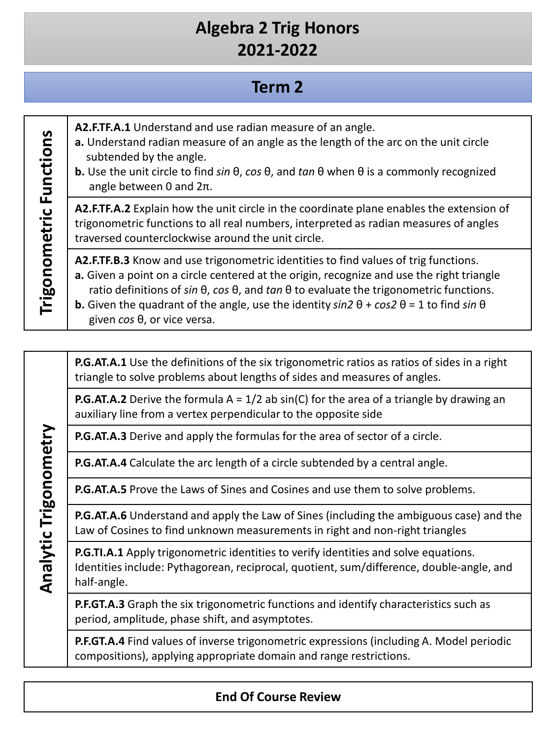# Algebra 2 Trig Honors
# 2021-2022

## Term 2

| | |
|---|---|
| **Trigonometric Functions** | **A2.F.TF.A.1** Understand and use radian measure of an angle.<br>**a.** Understand radian measure of an angle as the length of the arc on the unit circle subtended by the angle.<br>**b.** Use the unit circle to find *sin* θ, *cos* θ, and *tan* θ when θ is a commonly recognized angle between 0 and 2π. |
| | **A2.F.TF.A.2** Explain how the unit circle in the coordinate plane enables the extension of trigonometric functions to all real numbers, interpreted as radian measures of angles traversed counterclockwise around the unit circle. |
| | **A2.F.TF.B.3** Know and use trigonometric identities to find values of trig functions.<br>**a.** Given a point on a circle centered at the origin, recognize and use the right triangle ratio definitions of *sin* θ, *cos* θ, and *tan* θ to evaluate the trigonometric functions.<br>**b.** Given the quadrant of the angle, use the identity *sin2* θ + *cos2* θ = 1 to find *sin* θ given *cos* θ, or vice versa. |

| | |
|---|---|
| **Analytic Trigonometry** | **P.G.AT.A.1** Use the definitions of the six trigonometric ratios as ratios of sides in a right triangle to solve problems about lengths of sides and measures of angles. |
| | **P.G.AT.A.2** Derive the formula A = 1/2 ab sin(C) for the area of a triangle by drawing an auxiliary line from a vertex perpendicular to the opposite side |
| | **P.G.AT.A.3** Derive and apply the formulas for the area of sector of a circle. |
| | **P.G.AT.A.4** Calculate the arc length of a circle subtended by a central angle. |
| | **P.G.AT.A.5** Prove the Laws of Sines and Cosines and use them to solve problems. |
| | **P.G.AT.A.6** Understand and apply the Law of Sines (including the ambiguous case) and the Law of Cosines to find unknown measurements in right and non-right triangles |
| | **P.G.TI.A.1** Apply trigonometric identities to verify identities and solve equations. Identities include: Pythagorean, reciprocal, quotient, sum/difference, double-angle, and half-angle. |
| | **P.F.GT.A.3** Graph the six trigonometric functions and identify characteristics such as period, amplitude, phase shift, and asymptotes. |
| | **P.F.GT.A.4** Find values of inverse trigonometric expressions (including A. Model periodic compositions), applying appropriate domain and range restrictions. |

**End Of Course Review**